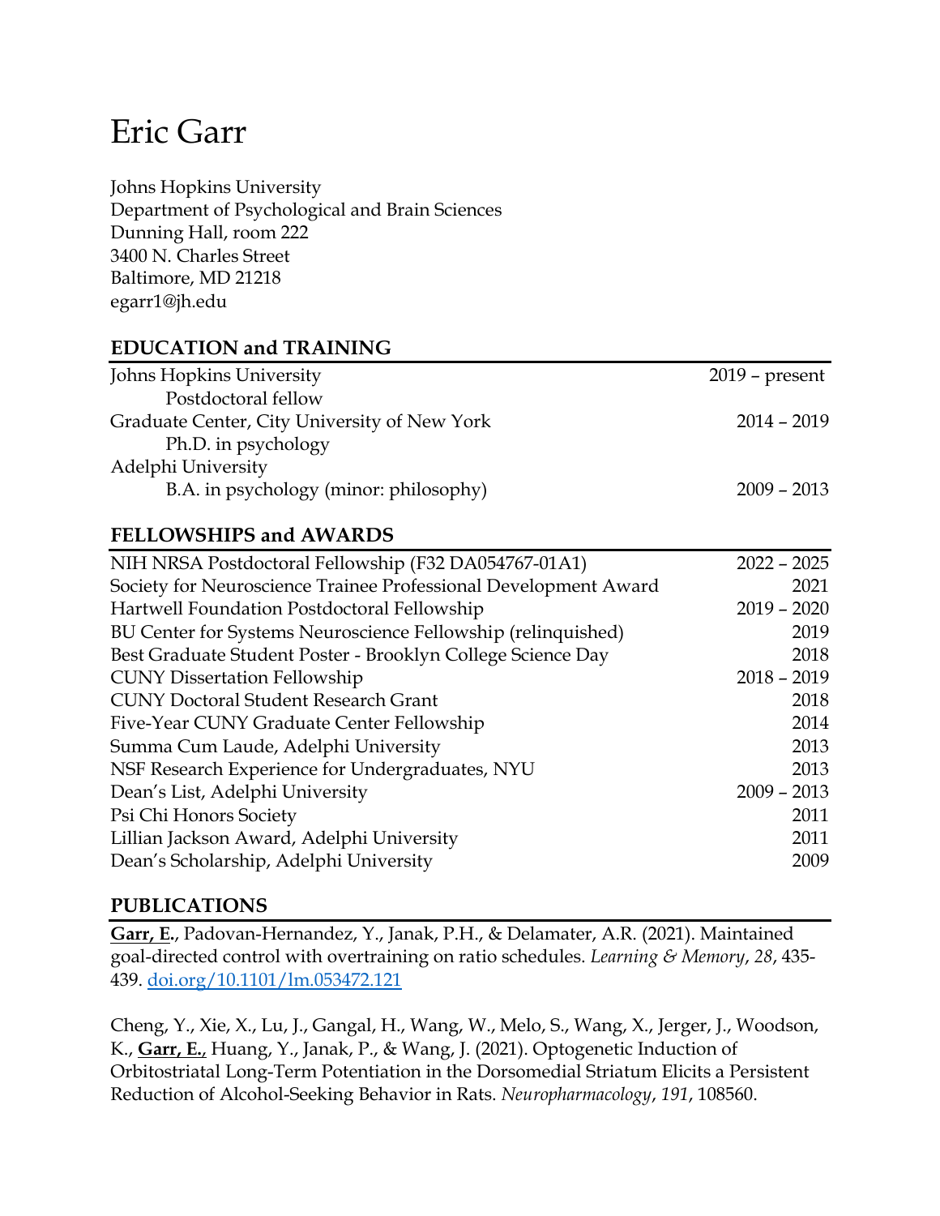# Eric Garr

Johns Hopkins University
Department of Psychological and Brain Sciences
Dunning Hall, room 222
3400 N. Charles Street
Baltimore, MD 21218
egarr1@jh.edu

## EDUCATION and TRAINING

| | |
|---|---|
| Johns Hopkins University | 2019 – present |
| Postdoctoral fellow | |
| Graduate Center, City University of New York | 2014 – 2019 |
| Ph.D. in psychology | |
| Adelphi University | |
| B.A. in psychology (minor: philosophy) | 2009 – 2013 |

## FELLOWSHIPS and AWARDS

| | |
|---|---|
| NIH NRSA Postdoctoral Fellowship (F32 DA054767-01A1) | 2022 – 2025 |
| Society for Neuroscience Trainee Professional Development Award | 2021 |
| Hartwell Foundation Postdoctoral Fellowship | 2019 – 2020 |
| BU Center for Systems Neuroscience Fellowship (relinquished) | 2019 |
| Best Graduate Student Poster - Brooklyn College Science Day | 2018 |
| CUNY Dissertation Fellowship | 2018 – 2019 |
| CUNY Doctoral Student Research Grant | 2018 |
| Five-Year CUNY Graduate Center Fellowship | 2014 |
| Summa Cum Laude, Adelphi University | 2013 |
| NSF Research Experience for Undergraduates, NYU | 2013 |
| Dean's List, Adelphi University | 2009 – 2013 |
| Psi Chi Honors Society | 2011 |
| Lillian Jackson Award, Adelphi University | 2011 |
| Dean's Scholarship, Adelphi University | 2009 |

## PUBLICATIONS

**Garr, E.**, Padovan-Hernandez, Y., Janak, P.H., & Delamater, A.R. (2021). Maintained goal-directed control with overtraining on ratio schedules. *Learning & Memory*, *28*, 435-439. doi.org/10.1101/lm.053472.121

Cheng, Y., Xie, X., Lu, J., Gangal, H., Wang, W., Melo, S., Wang, X., Jerger, J., Woodson, K., **Garr, E.**, Huang, Y., Janak, P., & Wang, J. (2021). Optogenetic Induction of Orbitostriatal Long-Term Potentiation in the Dorsomedial Striatum Elicits a Persistent Reduction of Alcohol-Seeking Behavior in Rats. *Neuropharmacology*, *191*, 108560.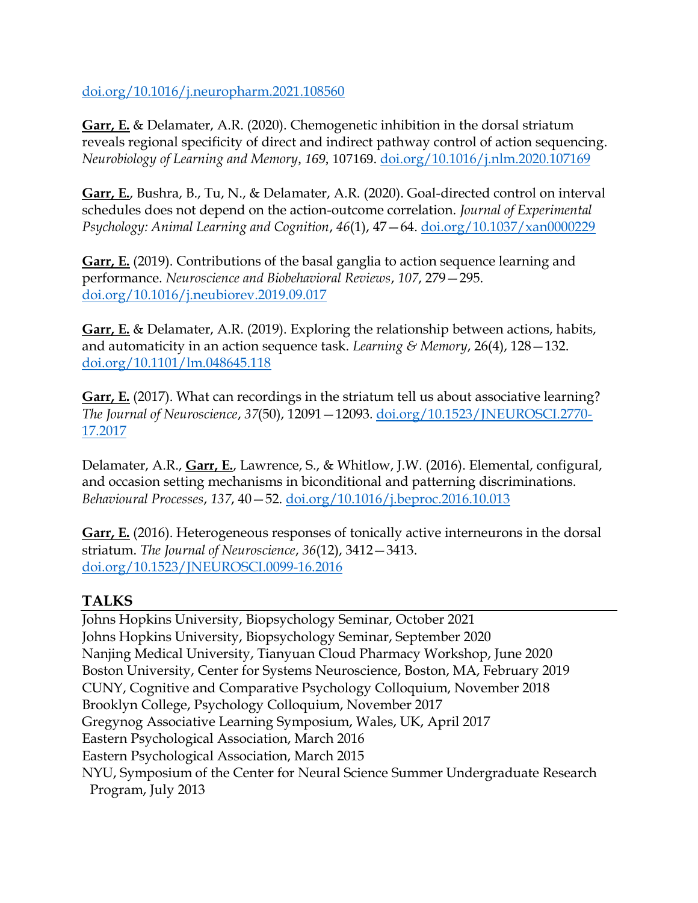doi.org/10.1016/j.neuropharm.2021.108560

**Garr, E.** & Delamater, A.R. (2020). Chemogenetic inhibition in the dorsal striatum reveals regional specificity of direct and indirect pathway control of action sequencing. *Neurobiology of Learning and Memory*, *169*, 107169. doi.org/10.1016/j.nlm.2020.107169

**Garr, E.**, Bushra, B., Tu, N., & Delamater, A.R. (2020). Goal-directed control on interval schedules does not depend on the action-outcome correlation. *Journal of Experimental Psychology: Animal Learning and Cognition*, *46*(1), 47—64. doi.org/10.1037/xan0000229

**Garr, E.** (2019). Contributions of the basal ganglia to action sequence learning and performance. *Neuroscience and Biobehavioral Reviews*, *107*, 279—295. doi.org/10.1016/j.neubiorev.2019.09.017

**Garr, E.** & Delamater, A.R. (2019). Exploring the relationship between actions, habits, and automaticity in an action sequence task. *Learning & Memory*, 26(4), 128—132. doi.org/10.1101/lm.048645.118

**Garr, E.** (2017). What can recordings in the striatum tell us about associative learning? *The Journal of Neuroscience*, *37*(50), 12091—12093. doi.org/10.1523/JNEUROSCI.2770-17.2017

Delamater, A.R., **Garr, E.**, Lawrence, S., & Whitlow, J.W. (2016). Elemental, configural, and occasion setting mechanisms in biconditional and patterning discriminations. *Behavioural Processes*, *137*, 40—52. doi.org/10.1016/j.beproc.2016.10.013

**Garr, E.** (2016). Heterogeneous responses of tonically active interneurons in the dorsal striatum. *The Journal of Neuroscience*, *36*(12), 3412—3413. doi.org/10.1523/JNEUROSCI.0099-16.2016

## TALKS

Johns Hopkins University, Biopsychology Seminar, October 2021
Johns Hopkins University, Biopsychology Seminar, September 2020
Nanjing Medical University, Tianyuan Cloud Pharmacy Workshop, June 2020
Boston University, Center for Systems Neuroscience, Boston, MA, February 2019
CUNY, Cognitive and Comparative Psychology Colloquium, November 2018
Brooklyn College, Psychology Colloquium, November 2017
Gregynog Associative Learning Symposium, Wales, UK, April 2017
Eastern Psychological Association, March 2016
Eastern Psychological Association, March 2015
NYU, Symposium of the Center for Neural Science Summer Undergraduate Research Program, July 2013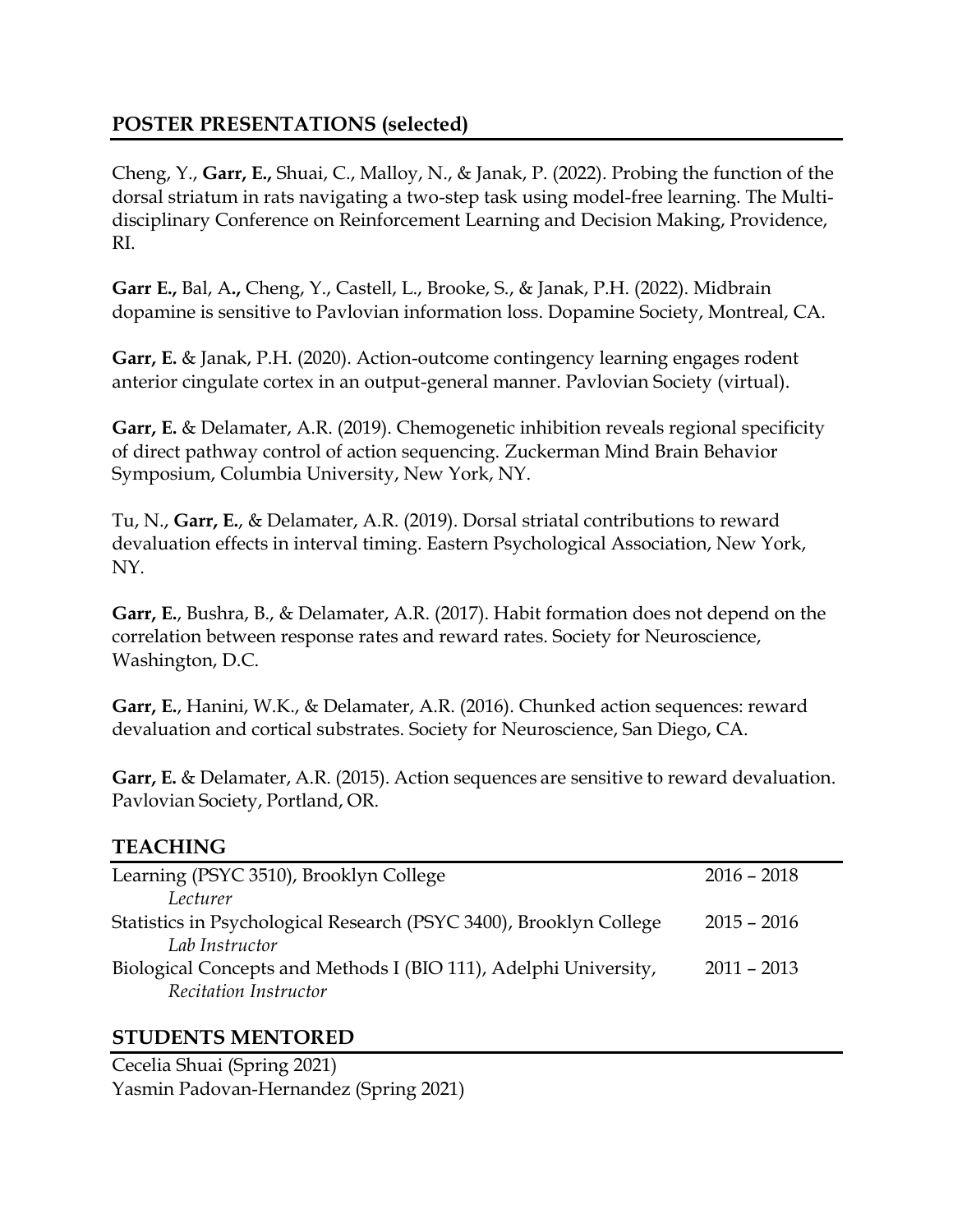## POSTER PRESENTATIONS (selected)

Cheng, Y., **Garr, E.,** Shuai, C., Malloy, N., & Janak, P. (2022). Probing the function of the dorsal striatum in rats navigating a two-step task using model-free learning. The Multi-disciplinary Conference on Reinforcement Learning and Decision Making, Providence, RI.

**Garr E.,** Bal, A**.,** Cheng, Y., Castell, L., Brooke, S., & Janak, P.H. (2022). Midbrain dopamine is sensitive to Pavlovian information loss. Dopamine Society, Montreal, CA.

**Garr, E.** & Janak, P.H. (2020). Action-outcome contingency learning engages rodent anterior cingulate cortex in an output-general manner. Pavlovian Society (virtual).

**Garr, E.** & Delamater, A.R. (2019). Chemogenetic inhibition reveals regional specificity of direct pathway control of action sequencing. Zuckerman Mind Brain Behavior Symposium, Columbia University, New York, NY.

Tu, N., **Garr, E.**, & Delamater, A.R. (2019). Dorsal striatal contributions to reward devaluation effects in interval timing. Eastern Psychological Association, New York, NY.

**Garr, E.**, Bushra, B., & Delamater, A.R. (2017). Habit formation does not depend on the correlation between response rates and reward rates. Society for Neuroscience, Washington, D.C.

**Garr, E.**, Hanini, W.K., & Delamater, A.R. (2016). Chunked action sequences: reward devaluation and cortical substrates. Society for Neuroscience, San Diego, CA.

**Garr, E.** & Delamater, A.R. (2015). Action sequences are sensitive to reward devaluation. Pavlovian Society, Portland, OR.

## TEACHING

Learning (PSYC 3510), Brooklyn College — 2016 – 2018
*Lecturer*

Statistics in Psychological Research (PSYC 3400), Brooklyn College — 2015 – 2016
*Lab Instructor*

Biological Concepts and Methods I (BIO 111), Adelphi University, — 2011 – 2013
*Recitation Instructor*

## STUDENTS MENTORED

Cecelia Shuai (Spring 2021)
Yasmin Padovan-Hernandez (Spring 2021)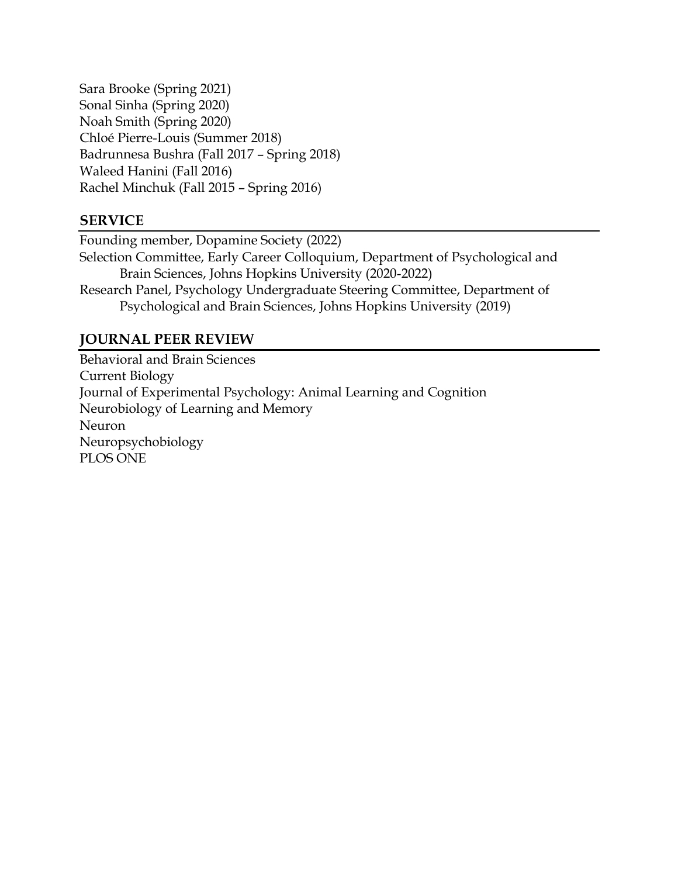Sara Brooke (Spring 2021)
Sonal Sinha (Spring 2020)
Noah Smith (Spring 2020)
Chloé Pierre-Louis (Summer 2018)
Badrunnesa Bushra (Fall 2017 – Spring 2018)
Waleed Hanini (Fall 2016)
Rachel Minchuk (Fall 2015 – Spring 2016)

## SERVICE

Founding member, Dopamine Society (2022)
Selection Committee, Early Career Colloquium, Department of Psychological and Brain Sciences, Johns Hopkins University (2020-2022)
Research Panel, Psychology Undergraduate Steering Committee, Department of Psychological and Brain Sciences, Johns Hopkins University (2019)

## JOURNAL PEER REVIEW

Behavioral and Brain Sciences
Current Biology
Journal of Experimental Psychology: Animal Learning and Cognition
Neurobiology of Learning and Memory
Neuron
Neuropsychobiology
PLOS ONE